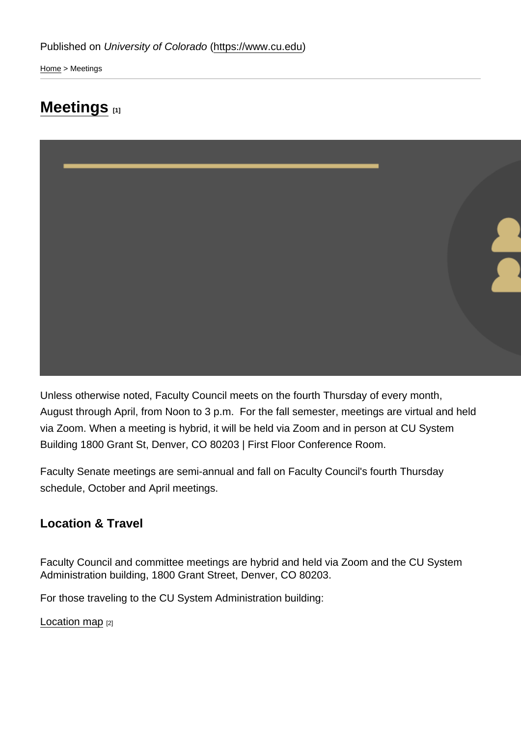Published on *University of Colorado* (https://www.cu.edu)

Home > Meetings

# Meetings [1]

Unless otherwise noted, Faculty Council meets on the fourth Thursday of every month, August through April, from Noon to 3 p.m.  For the fall semester, meetings are virtual and held via Zoom. When a meeting is hybrid, it will be held via Zoom and in person at CU System Building 1800 Grant St, Denver, CO 80203 | First Floor Conference Room.

Faculty Senate meetings are semi-annual and fall on Faculty Council's fourth Thursday schedule, October and April meetings.

### Location & Travel

Faculty Council and committee meetings are hybrid and held via Zoom and the CU System Administration building, 1800 Grant Street, Denver, CO 80203.

For those traveling to the CU System Administration building:

Location map [2]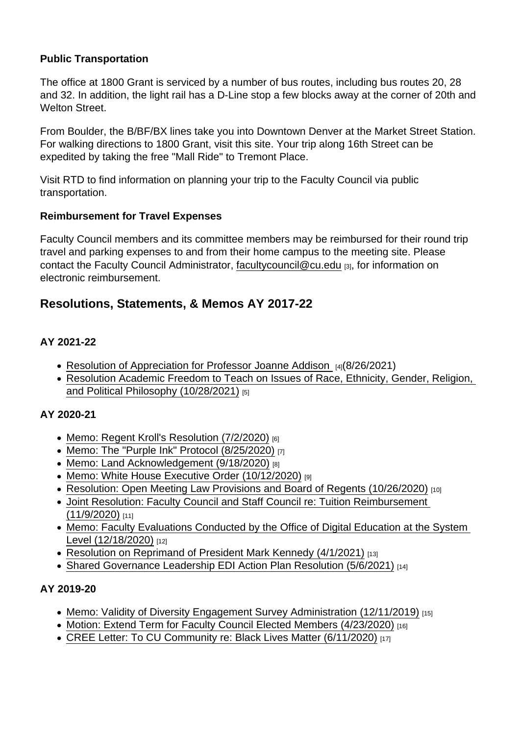**Public Transportation**

The office at 1800 Grant is serviced by a number of bus routes, including bus routes 20, 28 and 32. In addition, the light rail has a D-Line stop a few blocks away at the corner of 20th and Welton Street.

From Boulder, the B/BF/BX lines take you into Downtown Denver at the Market Street Station. For walking directions to 1800 Grant, visit this site. Your trip along 16th Street can be expedited by taking the free "Mall Ride" to Tremont Place.

Visit RTD to find information on planning your trip to the Faculty Council via public transportation.

**Reimbursement for Travel Expenses**

Faculty Council members and its committee members may be reimbursed for their round trip travel and parking expenses to and from their home campus to the meeting site. Please contact the Faculty Council Administrator, facultycouncil@cu.edu [3], for information on electronic reimbursement.

## Resolutions, Statements, & Memos AY 2017-22

**AY 2021-22**

- Resolution of Appreciation for Professor Joanne Addison [4](8/26/2021)
- Resolution Academic Freedom to Teach on Issues of Race, Ethnicity, Gender, Religion, and Political Philosophy (10/28/2021) [5]

**AY 2020-21**

- Memo: Regent Kroll's Resolution (7/2/2020) [6]
- Memo: The "Purple Ink" Protocol (8/25/2020) [7]
- Memo: Land Acknowledgement (9/18/2020) [8]
- Memo: White House Executive Order (10/12/2020) [9]
- Resolution: Open Meeting Law Provisions and Board of Regents (10/26/2020) [10]
- Joint Resolution: Faculty Council and Staff Council re: Tuition Reimbursement (11/9/2020) [11]
- Memo: Faculty Evaluations Conducted by the Office of Digital Education at the System Level (12/18/2020) [12]
- Resolution on Reprimand of President Mark Kennedy (4/1/2021) [13]
- Shared Governance Leadership EDI Action Plan Resolution (5/6/2021) [14]

**AY 2019-20**

- Memo: Validity of Diversity Engagement Survey Administration (12/11/2019) [15]
- Motion: Extend Term for Faculty Council Elected Members (4/23/2020) [16]
- CREE Letter: To CU Community re: Black Lives Matter (6/11/2020) [17]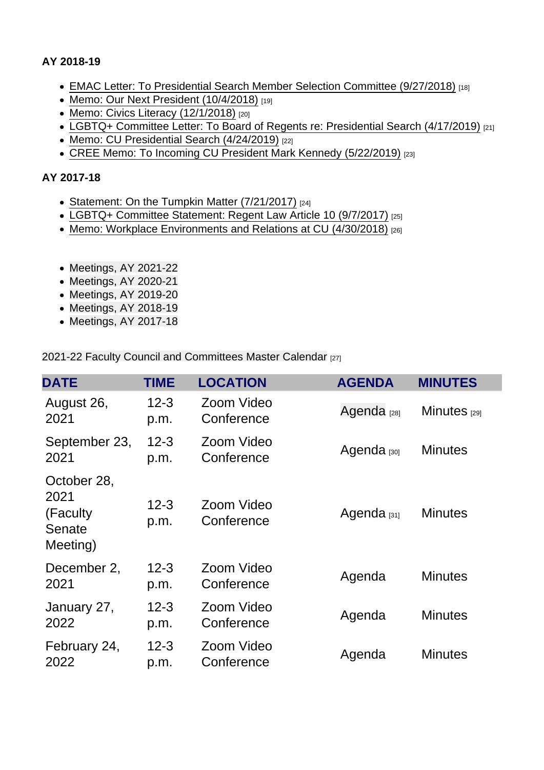**AY 2018-19**

- EMAC Letter: To Presidential Search Member Selection Committee (9/27/2018) [18]
- Memo: Our Next President (10/4/2018) [19]
- Memo: Civics Literacy (12/1/2018) [20]
- LGBTQ+ Committee Letter: To Board of Regents re: Presidential Search (4/17/2019) [21]
- Memo: CU Presidential Search (4/24/2019) [22]
- CREE Memo: To Incoming CU President Mark Kennedy (5/22/2019) [23]

**AY 2017-18**

- Statement: On the Tumpkin Matter (7/21/2017) [24]
- LGBTQ+ Committee Statement: Regent Law Article 10 (9/7/2017) [25]
- Memo: Workplace Environments and Relations at CU (4/30/2018) [26]

- Meetings, AY 2021-22
- Meetings, AY 2020-21
- Meetings, AY 2019-20
- Meetings, AY 2018-19
- Meetings, AY 2017-18

2021-22 Faculty Council and Committees Master Calendar [27]

| DATE | TIME | LOCATION | AGENDA | MINUTES |
|---|---|---|---|---|
| August 26, 2021 | 12-3 p.m. | Zoom Video Conference | Agenda [28] | Minutes [29] |
| September 23, 2021 | 12-3 p.m. | Zoom Video Conference | Agenda [30] | Minutes |
| October 28, 2021 (Faculty Senate Meeting) | 12-3 p.m. | Zoom Video Conference | Agenda [31] | Minutes |
| December 2, 2021 | 12-3 p.m. | Zoom Video Conference | Agenda | Minutes |
| January 27, 2022 | 12-3 p.m. | Zoom Video Conference | Agenda | Minutes |
| February 24, 2022 | 12-3 p.m. | Zoom Video Conference | Agenda | Minutes |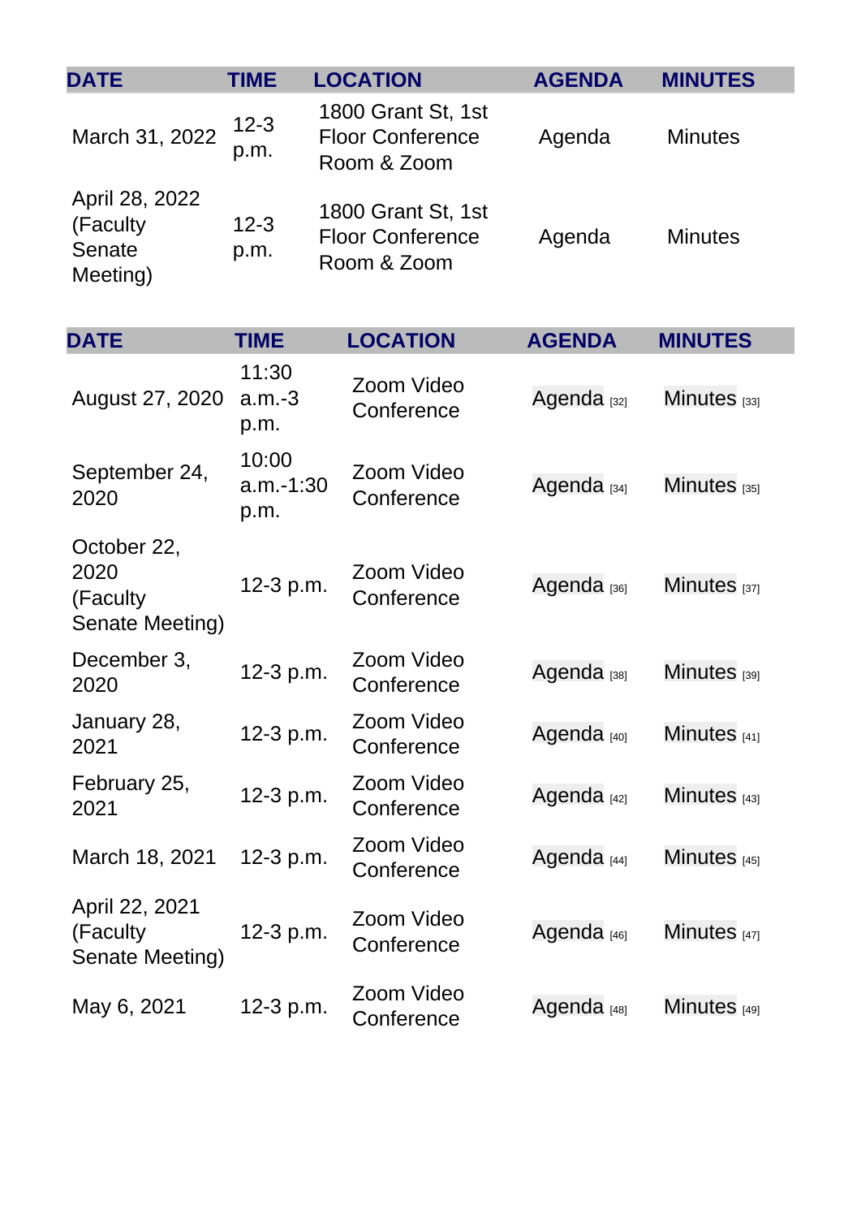| DATE | TIME | LOCATION | AGENDA | MINUTES |
|---|---|---|---|---|
| March 31, 2022 | 12-3 p.m. | 1800 Grant St, 1st Floor Conference Room & Zoom | Agenda | Minutes |
| April 28, 2022 (Faculty Senate Meeting) | 12-3 p.m. | 1800 Grant St, 1st Floor Conference Room & Zoom | Agenda | Minutes |

| DATE | TIME | LOCATION | AGENDA | MINUTES |
|---|---|---|---|---|
| August 27, 2020 | 11:30 a.m.-3 p.m. | Zoom Video Conference | Agenda [32] | Minutes [33] |
| September 24, 2020 | 10:00 a.m.-1:30 p.m. | Zoom Video Conference | Agenda [34] | Minutes [35] |
| October 22, 2020 (Faculty Senate Meeting) | 12-3 p.m. | Zoom Video Conference | Agenda [36] | Minutes [37] |
| December 3, 2020 | 12-3 p.m. | Zoom Video Conference | Agenda [38] | Minutes [39] |
| January 28, 2021 | 12-3 p.m. | Zoom Video Conference | Agenda [40] | Minutes [41] |
| February 25, 2021 | 12-3 p.m. | Zoom Video Conference | Agenda [42] | Minutes [43] |
| March 18, 2021 | 12-3 p.m. | Zoom Video Conference | Agenda [44] | Minutes [45] |
| April 22, 2021 (Faculty Senate Meeting) | 12-3 p.m. | Zoom Video Conference | Agenda [46] | Minutes [47] |
| May 6, 2021 | 12-3 p.m. | Zoom Video Conference | Agenda [48] | Minutes [49] |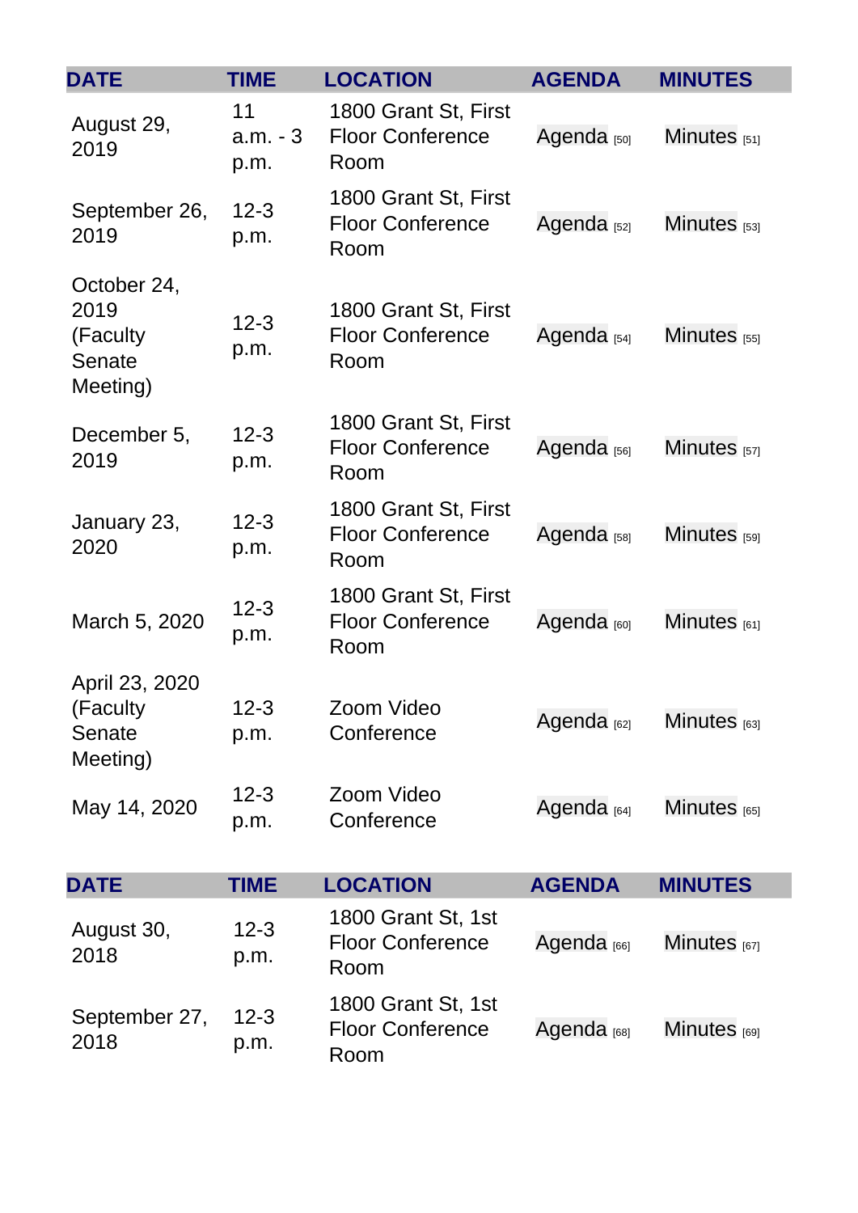| DATE | TIME | LOCATION | AGENDA | MINUTES |
|---|---|---|---|---|
| August 29, 2019 | 11 a.m. - 3 p.m. | 1800 Grant St, First Floor Conference Room | Agenda [50] | Minutes [51] |
| September 26, 2019 | 12-3 p.m. | 1800 Grant St, First Floor Conference Room | Agenda [52] | Minutes [53] |
| October 24, 2019 (Faculty Senate Meeting) | 12-3 p.m. | 1800 Grant St, First Floor Conference Room | Agenda [54] | Minutes [55] |
| December 5, 2019 | 12-3 p.m. | 1800 Grant St, First Floor Conference Room | Agenda [56] | Minutes [57] |
| January 23, 2020 | 12-3 p.m. | 1800 Grant St, First Floor Conference Room | Agenda [58] | Minutes [59] |
| March 5, 2020 | 12-3 p.m. | 1800 Grant St, First Floor Conference Room | Agenda [60] | Minutes [61] |
| April 23, 2020 (Faculty Senate Meeting) | 12-3 p.m. | Zoom Video Conference | Agenda [62] | Minutes [63] |
| May 14, 2020 | 12-3 p.m. | Zoom Video Conference | Agenda [64] | Minutes [65] |

| DATE | TIME | LOCATION | AGENDA | MINUTES |
|---|---|---|---|---|
| August 30, 2018 | 12-3 p.m. | 1800 Grant St, 1st Floor Conference Room | Agenda [66] | Minutes [67] |
| September 27, 2018 | 12-3 p.m. | 1800 Grant St, 1st Floor Conference Room | Agenda [68] | Minutes [69] |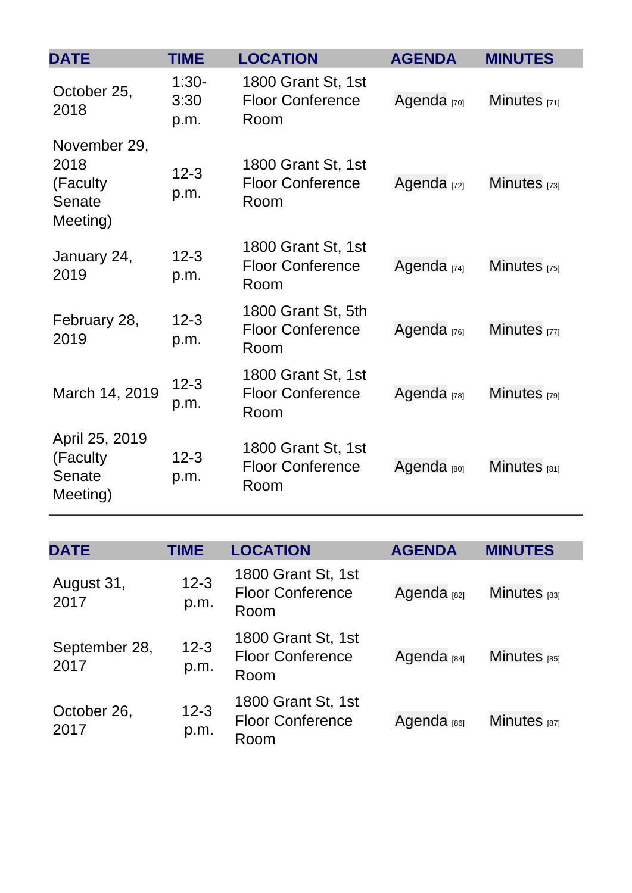| DATE | TIME | LOCATION | AGENDA | MINUTES |
|---|---|---|---|---|
| October 25, 2018 | 1:30-3:30 p.m. | 1800 Grant St, 1st Floor Conference Room | Agenda [70] | Minutes [71] |
| November 29, 2018 (Faculty Senate Meeting) | 12-3 p.m. | 1800 Grant St, 1st Floor Conference Room | Agenda [72] | Minutes [73] |
| January 24, 2019 | 12-3 p.m. | 1800 Grant St, 1st Floor Conference Room | Agenda [74] | Minutes [75] |
| February 28, 2019 | 12-3 p.m. | 1800 Grant St, 5th Floor Conference Room | Agenda [76] | Minutes [77] |
| March 14, 2019 | 12-3 p.m. | 1800 Grant St, 1st Floor Conference Room | Agenda [78] | Minutes [79] |
| April 25, 2019 (Faculty Senate Meeting) | 12-3 p.m. | 1800 Grant St, 1st Floor Conference Room | Agenda [80] | Minutes [81] |

| DATE | TIME | LOCATION | AGENDA | MINUTES |
|---|---|---|---|---|
| August 31, 2017 | 12-3 p.m. | 1800 Grant St, 1st Floor Conference Room | Agenda [82] | Minutes [83] |
| September 28, 2017 | 12-3 p.m. | 1800 Grant St, 1st Floor Conference Room | Agenda [84] | Minutes [85] |
| October 26, 2017 | 12-3 p.m. | 1800 Grant St, 1st Floor Conference Room | Agenda [86] | Minutes [87] |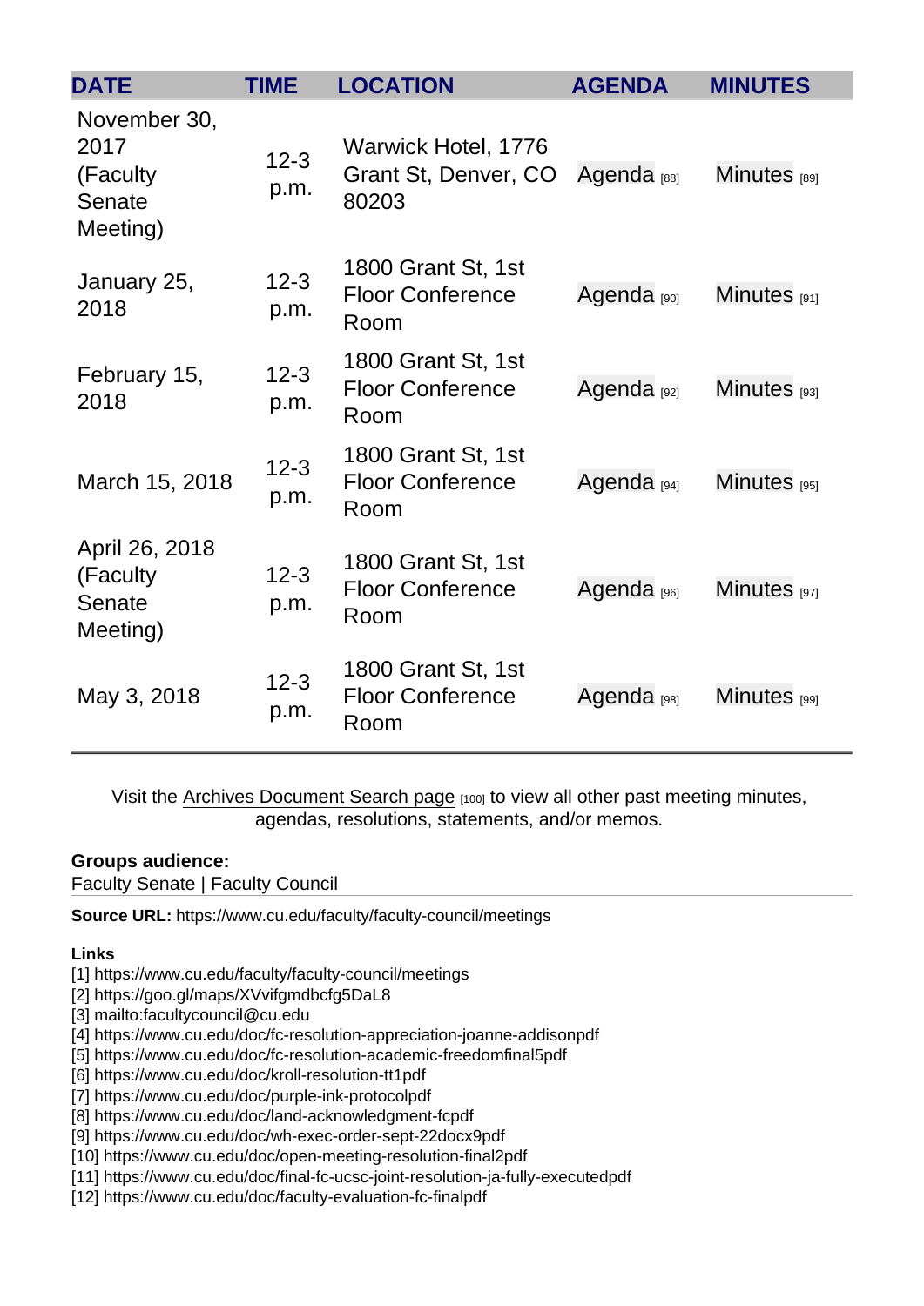| DATE | TIME | LOCATION | AGENDA | MINUTES |
|---|---|---|---|---|
| November 30, 2017 (Faculty Senate Meeting) | 12-3 p.m. | Warwick Hotel, 1776 Grant St, Denver, CO 80203 | Agenda [88] | Minutes [89] |
| January 25, 2018 | 12-3 p.m. | 1800 Grant St, 1st Floor Conference Room | Agenda [90] | Minutes [91] |
| February 15, 2018 | 12-3 p.m. | 1800 Grant St, 1st Floor Conference Room | Agenda [92] | Minutes [93] |
| March 15, 2018 | 12-3 p.m. | 1800 Grant St, 1st Floor Conference Room | Agenda [94] | Minutes [95] |
| April 26, 2018 (Faculty Senate Meeting) | 12-3 p.m. | 1800 Grant St, 1st Floor Conference Room | Agenda [96] | Minutes [97] |
| May 3, 2018 | 12-3 p.m. | 1800 Grant St, 1st Floor Conference Room | Agenda [98] | Minutes [99] |

Visit the Archives Document Search page [100] to view all other past meeting minutes, agendas, resolutions, statements, and/or memos.

**Groups audience:**
Faculty Senate | Faculty Council

**Source URL:** https://www.cu.edu/faculty/faculty-council/meetings

**Links**
[1] https://www.cu.edu/faculty/faculty-council/meetings
[2] https://goo.gl/maps/XVvifgmdbcfg5DaL8
[3] mailto:facultycouncil@cu.edu
[4] https://www.cu.edu/doc/fc-resolution-appreciation-joanne-addisonpdf
[5] https://www.cu.edu/doc/fc-resolution-academic-freedomfinal5pdf
[6] https://www.cu.edu/doc/kroll-resolution-tt1pdf
[7] https://www.cu.edu/doc/purple-ink-protocolpdf
[8] https://www.cu.edu/doc/land-acknowledgment-fcpdf
[9] https://www.cu.edu/doc/wh-exec-order-sept-22docx9pdf
[10] https://www.cu.edu/doc/open-meeting-resolution-final2pdf
[11] https://www.cu.edu/doc/final-fc-ucsc-joint-resolution-ja-fully-executedpdf
[12] https://www.cu.edu/doc/faculty-evaluation-fc-finalpdf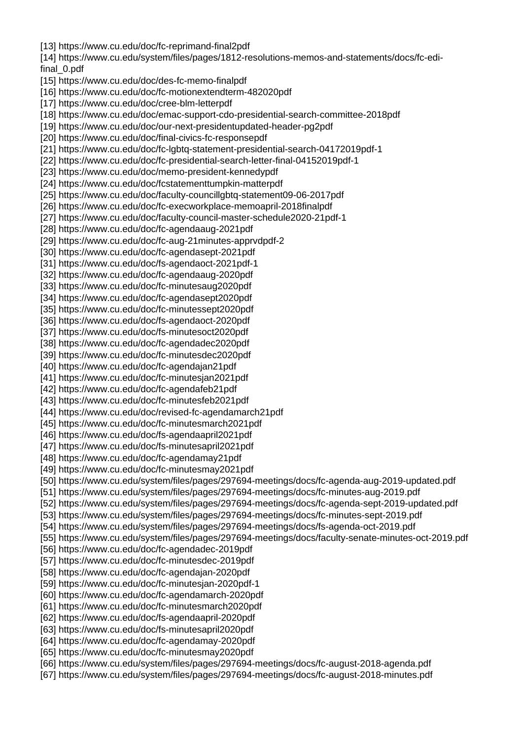[13] https://www.cu.edu/doc/fc-reprimand-final2pdf
[14] https://www.cu.edu/system/files/pages/1812-resolutions-memos-and-statements/docs/fc-edi-final_0.pdf
[15] https://www.cu.edu/doc/des-fc-memo-finalpdf
[16] https://www.cu.edu/doc/fc-motionextendterm-482020pdf
[17] https://www.cu.edu/doc/cree-blm-letterpdf
[18] https://www.cu.edu/doc/emac-support-cdo-presidential-search-committee-2018pdf
[19] https://www.cu.edu/doc/our-next-presidentupdated-header-pg2pdf
[20] https://www.cu.edu/doc/final-civics-fc-responsepdf
[21] https://www.cu.edu/doc/fc-lgbtq-statement-presidential-search-04172019pdf-1
[22] https://www.cu.edu/doc/fc-presidential-search-letter-final-04152019pdf-1
[23] https://www.cu.edu/doc/memo-president-kennedypdf
[24] https://www.cu.edu/doc/fcstatementtumpkin-matterpdf
[25] https://www.cu.edu/doc/faculty-councillgbtq-statement09-06-2017pdf
[26] https://www.cu.edu/doc/fc-execworkplace-memoapril-2018finalpdf
[27] https://www.cu.edu/doc/faculty-council-master-schedule2020-21pdf-1
[28] https://www.cu.edu/doc/fc-agendaaug-2021pdf
[29] https://www.cu.edu/doc/fc-aug-21minutes-apprvdpdf-2
[30] https://www.cu.edu/doc/fc-agendasept-2021pdf
[31] https://www.cu.edu/doc/fs-agendaoct-2021pdf-1
[32] https://www.cu.edu/doc/fc-agendaaug-2020pdf
[33] https://www.cu.edu/doc/fc-minutesaug2020pdf
[34] https://www.cu.edu/doc/fc-agendasept2020pdf
[35] https://www.cu.edu/doc/fc-minutessept2020pdf
[36] https://www.cu.edu/doc/fs-agendaoct-2020pdf
[37] https://www.cu.edu/doc/fs-minutesoct2020pdf
[38] https://www.cu.edu/doc/fc-agendadec2020pdf
[39] https://www.cu.edu/doc/fc-minutesdec2020pdf
[40] https://www.cu.edu/doc/fc-agendajan21pdf
[41] https://www.cu.edu/doc/fc-minutesjan2021pdf
[42] https://www.cu.edu/doc/fc-agendafeb21pdf
[43] https://www.cu.edu/doc/fc-minutesfeb2021pdf
[44] https://www.cu.edu/doc/revised-fc-agendamarch21pdf
[45] https://www.cu.edu/doc/fc-minutesmarch2021pdf
[46] https://www.cu.edu/doc/fs-agendaapril2021pdf
[47] https://www.cu.edu/doc/fs-minutesapril2021pdf
[48] https://www.cu.edu/doc/fc-agendamay21pdf
[49] https://www.cu.edu/doc/fc-minutesmay2021pdf
[50] https://www.cu.edu/system/files/pages/297694-meetings/docs/fc-agenda-aug-2019-updated.pdf
[51] https://www.cu.edu/system/files/pages/297694-meetings/docs/fc-minutes-aug-2019.pdf
[52] https://www.cu.edu/system/files/pages/297694-meetings/docs/fc-agenda-sept-2019-updated.pdf
[53] https://www.cu.edu/system/files/pages/297694-meetings/docs/fc-minutes-sept-2019.pdf
[54] https://www.cu.edu/system/files/pages/297694-meetings/docs/fs-agenda-oct-2019.pdf
[55] https://www.cu.edu/system/files/pages/297694-meetings/docs/faculty-senate-minutes-oct-2019.pdf
[56] https://www.cu.edu/doc/fc-agendadec-2019pdf
[57] https://www.cu.edu/doc/fc-minutesdec-2019pdf
[58] https://www.cu.edu/doc/fc-agendajan-2020pdf
[59] https://www.cu.edu/doc/fc-minutesjan-2020pdf-1
[60] https://www.cu.edu/doc/fc-agendamarch-2020pdf
[61] https://www.cu.edu/doc/fc-minutesmarch2020pdf
[62] https://www.cu.edu/doc/fs-agendaapril-2020pdf
[63] https://www.cu.edu/doc/fs-minutesapril2020pdf
[64] https://www.cu.edu/doc/fc-agendamay-2020pdf
[65] https://www.cu.edu/doc/fc-minutesmay2020pdf
[66] https://www.cu.edu/system/files/pages/297694-meetings/docs/fc-august-2018-agenda.pdf
[67] https://www.cu.edu/system/files/pages/297694-meetings/docs/fc-august-2018-minutes.pdf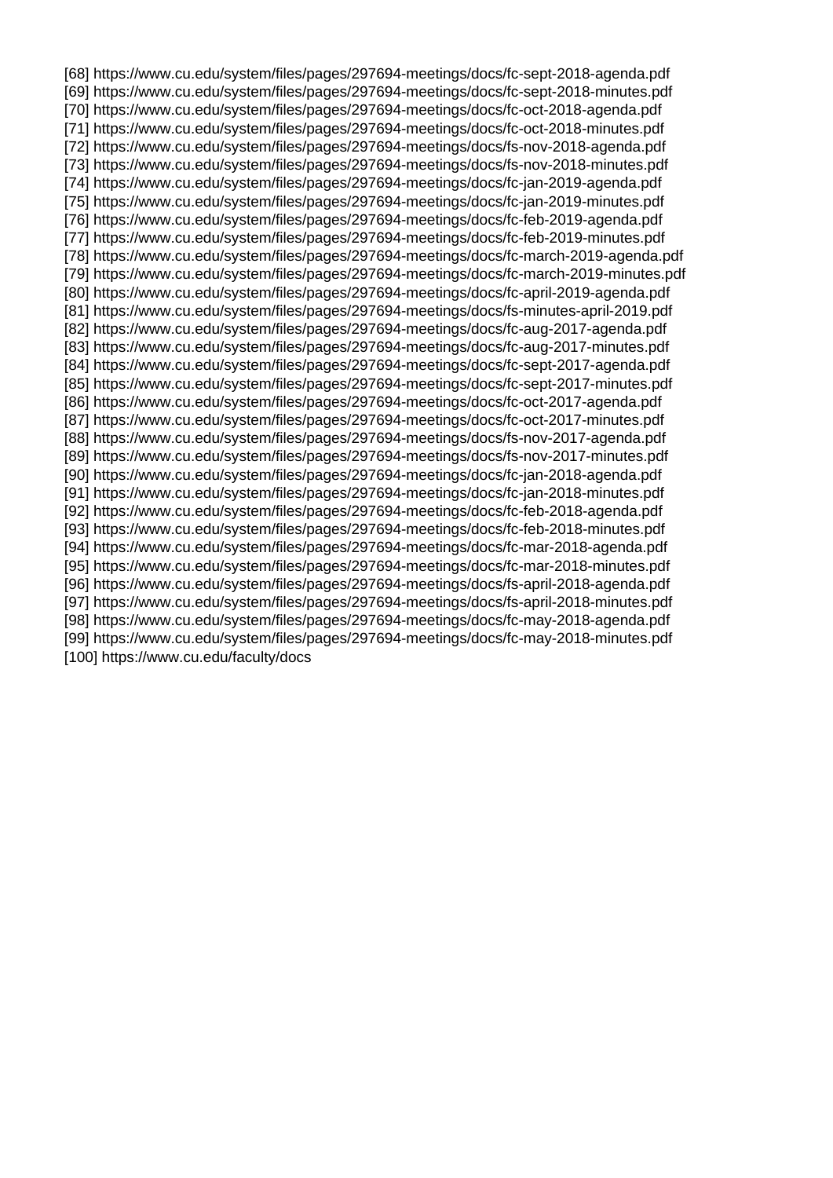[68] https://www.cu.edu/system/files/pages/297694-meetings/docs/fc-sept-2018-agenda.pdf
[69] https://www.cu.edu/system/files/pages/297694-meetings/docs/fc-sept-2018-minutes.pdf
[70] https://www.cu.edu/system/files/pages/297694-meetings/docs/fc-oct-2018-agenda.pdf
[71] https://www.cu.edu/system/files/pages/297694-meetings/docs/fc-oct-2018-minutes.pdf
[72] https://www.cu.edu/system/files/pages/297694-meetings/docs/fs-nov-2018-agenda.pdf
[73] https://www.cu.edu/system/files/pages/297694-meetings/docs/fs-nov-2018-minutes.pdf
[74] https://www.cu.edu/system/files/pages/297694-meetings/docs/fc-jan-2019-agenda.pdf
[75] https://www.cu.edu/system/files/pages/297694-meetings/docs/fc-jan-2019-minutes.pdf
[76] https://www.cu.edu/system/files/pages/297694-meetings/docs/fc-feb-2019-agenda.pdf
[77] https://www.cu.edu/system/files/pages/297694-meetings/docs/fc-feb-2019-minutes.pdf
[78] https://www.cu.edu/system/files/pages/297694-meetings/docs/fc-march-2019-agenda.pdf
[79] https://www.cu.edu/system/files/pages/297694-meetings/docs/fc-march-2019-minutes.pdf
[80] https://www.cu.edu/system/files/pages/297694-meetings/docs/fc-april-2019-agenda.pdf
[81] https://www.cu.edu/system/files/pages/297694-meetings/docs/fs-minutes-april-2019.pdf
[82] https://www.cu.edu/system/files/pages/297694-meetings/docs/fc-aug-2017-agenda.pdf
[83] https://www.cu.edu/system/files/pages/297694-meetings/docs/fc-aug-2017-minutes.pdf
[84] https://www.cu.edu/system/files/pages/297694-meetings/docs/fc-sept-2017-agenda.pdf
[85] https://www.cu.edu/system/files/pages/297694-meetings/docs/fc-sept-2017-minutes.pdf
[86] https://www.cu.edu/system/files/pages/297694-meetings/docs/fc-oct-2017-agenda.pdf
[87] https://www.cu.edu/system/files/pages/297694-meetings/docs/fc-oct-2017-minutes.pdf
[88] https://www.cu.edu/system/files/pages/297694-meetings/docs/fs-nov-2017-agenda.pdf
[89] https://www.cu.edu/system/files/pages/297694-meetings/docs/fs-nov-2017-minutes.pdf
[90] https://www.cu.edu/system/files/pages/297694-meetings/docs/fc-jan-2018-agenda.pdf
[91] https://www.cu.edu/system/files/pages/297694-meetings/docs/fc-jan-2018-minutes.pdf
[92] https://www.cu.edu/system/files/pages/297694-meetings/docs/fc-feb-2018-agenda.pdf
[93] https://www.cu.edu/system/files/pages/297694-meetings/docs/fc-feb-2018-minutes.pdf
[94] https://www.cu.edu/system/files/pages/297694-meetings/docs/fc-mar-2018-agenda.pdf
[95] https://www.cu.edu/system/files/pages/297694-meetings/docs/fc-mar-2018-minutes.pdf
[96] https://www.cu.edu/system/files/pages/297694-meetings/docs/fs-april-2018-agenda.pdf
[97] https://www.cu.edu/system/files/pages/297694-meetings/docs/fs-april-2018-minutes.pdf
[98] https://www.cu.edu/system/files/pages/297694-meetings/docs/fc-may-2018-agenda.pdf
[99] https://www.cu.edu/system/files/pages/297694-meetings/docs/fc-may-2018-minutes.pdf
[100] https://www.cu.edu/faculty/docs